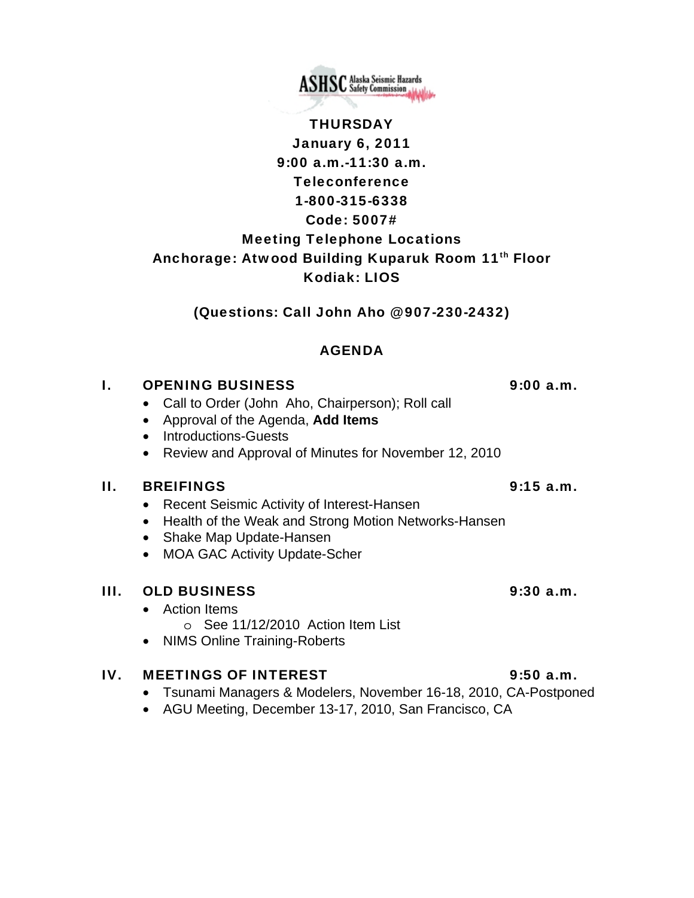ASHSC Alaska Seismic Hazards Safety Commission

**THURSDAY**

**January 6, 2011**

**9:00 a.m.-11:30 a.m.**

**Teleconference**

**1-800-315-6338**

**Code: 5007#**

**Meeting Telephone Locations**

**Anchorage: Atwood Building Kuparuk Room 11th Floor**

**Kodiak: LIOS**

**(Questions: Call John Aho @907-230-2432)**

## AGENDA

### I. OPENING BUSINESS — 9:00 a.m.

- Call to Order (John Aho, Chairperson); Roll call
- Approval of the Agenda, **Add Items**
- Introductions-Guests
- Review and Approval of Minutes for November 12, 2010

### II. BREIFINGS — 9:15 a.m.

- Recent Seismic Activity of Interest-Hansen
- Health of the Weak and Strong Motion Networks-Hansen
- Shake Map Update-Hansen
- MOA GAC Activity Update-Scher

### III. OLD BUSINESS — 9:30 a.m.

- Action Items
  - See 11/12/2010 Action Item List
- NIMS Online Training-Roberts

### IV. MEETINGS OF INTEREST — 9:50 a.m.

- Tsunami Managers & Modelers, November 16-18, 2010, CA-Postponed
- AGU Meeting, December 13-17, 2010, San Francisco, CA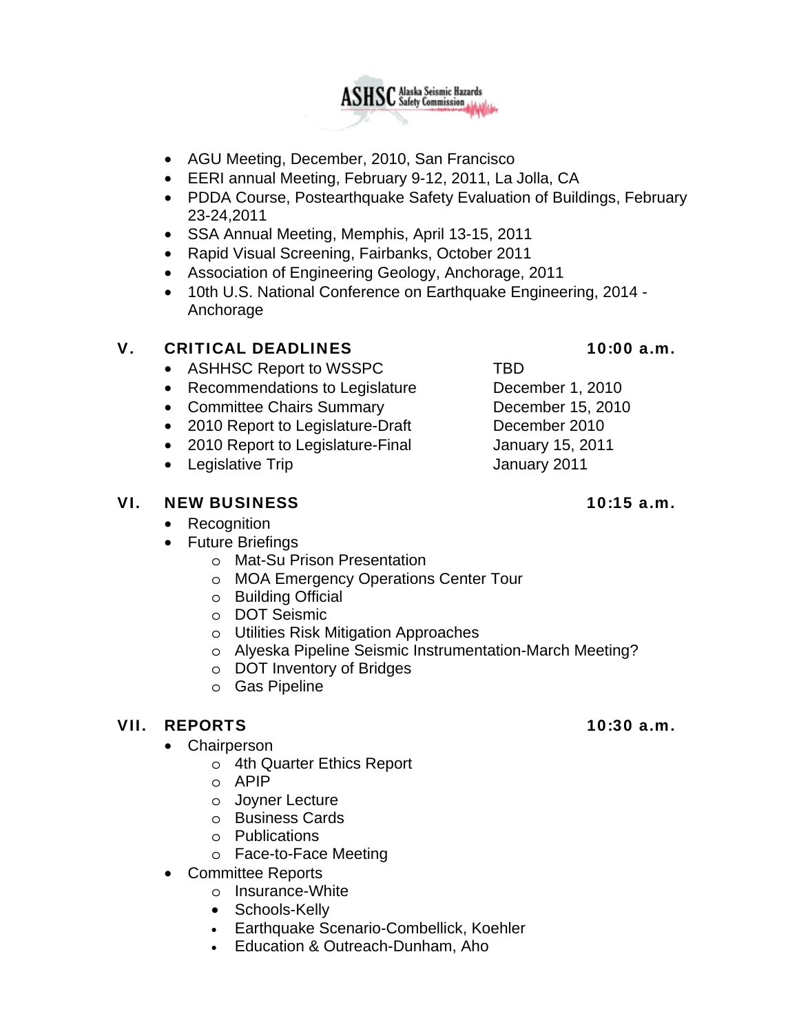- AGU Meeting, December, 2010, San Francisco
- EERI annual Meeting, February 9-12, 2011, La Jolla, CA
- PDDA Course, Postearthquake Safety Evaluation of Buildings, February 23-24,2011
- SSA Annual Meeting, Memphis, April 13-15, 2011
- Rapid Visual Screening, Fairbanks, October 2011
- Association of Engineering Geology, Anchorage, 2011
- 10th U.S. National Conference on Earthquake Engineering, 2014 - Anchorage

## V. CRITICAL DEADLINES — 10:00 a.m.

- ASHHSC Report to WSSPC — TBD
- Recommendations to Legislature — December 1, 2010
- Committee Chairs Summary — December 15, 2010
- 2010 Report to Legislature-Draft — December 2010
- 2010 Report to Legislature-Final — January 15, 2011
- Legislative Trip — January 2011

## VI. NEW BUSINESS — 10:15 a.m.

- Recognition
- Future Briefings
  - Mat-Su Prison Presentation
  - MOA Emergency Operations Center Tour
  - Building Official
  - DOT Seismic
  - Utilities Risk Mitigation Approaches
  - Alyeska Pipeline Seismic Instrumentation-March Meeting?
  - DOT Inventory of Bridges
  - Gas Pipeline

## VII. REPORTS — 10:30 a.m.

- Chairperson
  - 4th Quarter Ethics Report
  - APIP
  - Joyner Lecture
  - Business Cards
  - Publications
  - Face-to-Face Meeting
- Committee Reports
  - Insurance-White
  - Schools-Kelly
  - Earthquake Scenario-Combellick, Koehler
  - Education & Outreach-Dunham, Aho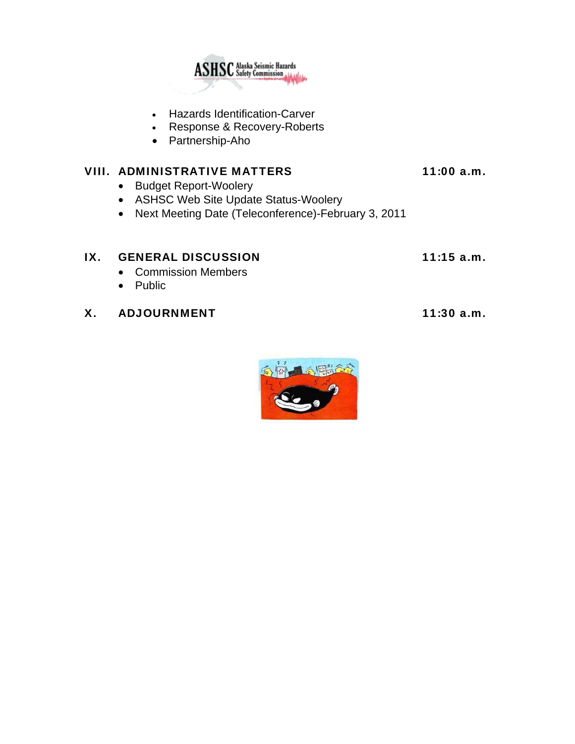- Hazards Identification-Carver
- Response & Recovery-Roberts
- Partnership-Aho

## VIII. ADMINISTRATIVE MATTERS — 11:00 a.m.

- Budget Report-Woolery
- ASHSC Web Site Update Status-Woolery
- Next Meeting Date (Teleconference)-February 3, 2011

## IX. GENERAL DISCUSSION — 11:15 a.m.

- Commission Members
- Public

## X. ADJOURNMENT — 11:30 a.m.